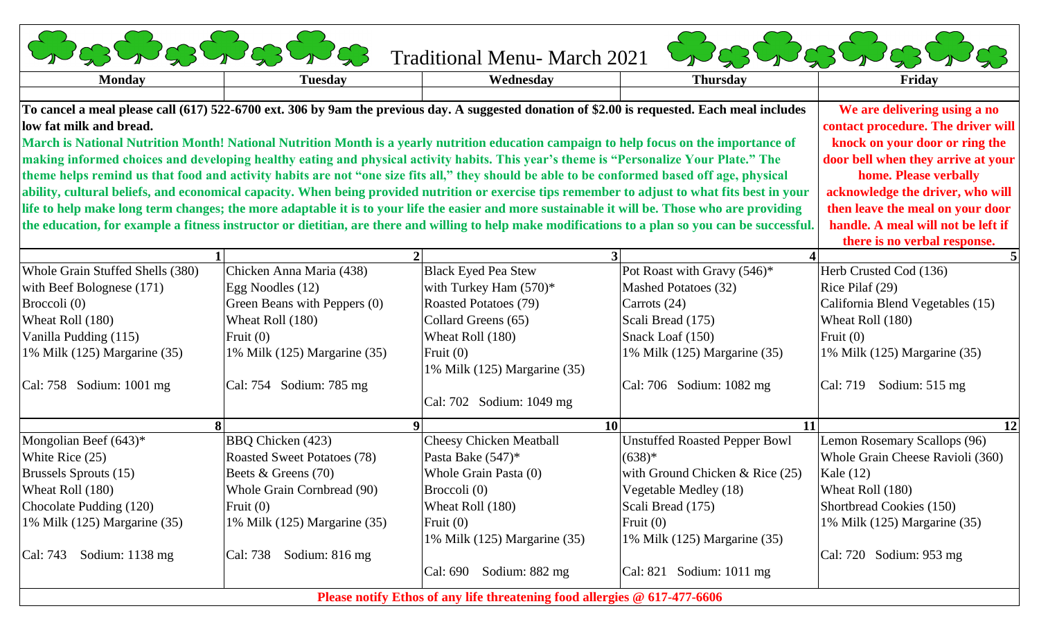# Traditional Menu- March 2021

| Monday | Tuesday | Wednesday | Thursday | Friday |
|---|---|---|---|---|

**To cancel a meal please call (617) 522-6700 ext. 306 by 9am the previous day. A suggested donation of $2.00 is requested. Each meal includes low fat milk and bread.**

**March is National Nutrition Month! National Nutrition Month is a yearly nutrition education campaign to help focus on the importance of making informed choices and developing healthy eating and physical activity habits. This year's theme is "Personalize Your Plate." The theme helps remind us that food and activity habits are not "one size fits all," they should be able to be conformed based off age, physical ability, cultural beliefs, and economical capacity. When being provided nutrition or exercise tips remember to adjust to what fits best in your life to help make long term changes; the more adaptable it is to your life the easier and more sustainable it will be. Those who are providing the education, for example a fitness instructor or dietitian, are there and willing to help make modifications to a plan so you can be successful.**

**We are delivering using a no contact procedure. The driver will knock on your door or ring the door bell when they arrive at your home. Please verbally acknowledge the driver, who will then leave the meal on your door handle. A meal will not be left if there is no verbal response.**

| Monday | Tuesday | Wednesday | Thursday | Friday |
|---|---|---|---|---|
| **1** | **2** | **3** | **4** | **5** |
| Whole Grain Stuffed Shells (380)<br>with Beef Bolognese (171)<br>Broccoli (0)<br>Wheat Roll (180)<br>Vanilla Pudding (115)<br>1% Milk (125) Margarine (35)<br><br>Cal: 758 Sodium: 1001 mg | Chicken Anna Maria (438)<br>Egg Noodles (12)<br>Green Beans with Peppers (0)<br>Wheat Roll (180)<br>Fruit (0)<br>1% Milk (125) Margarine (35)<br><br>Cal: 754 Sodium: 785 mg | Black Eyed Pea Stew<br>with Turkey Ham (570)*<br>Roasted Potatoes (79)<br>Collard Greens (65)<br>Wheat Roll (180)<br>Fruit (0)<br>1% Milk (125) Margarine (35)<br><br>Cal: 702 Sodium: 1049 mg | Pot Roast with Gravy (546)*<br>Mashed Potatoes (32)<br>Carrots (24)<br>Scali Bread (175)<br>Snack Loaf (150)<br>1% Milk (125) Margarine (35)<br><br>Cal: 706 Sodium: 1082 mg | Herb Crusted Cod (136)<br>Rice Pilaf (29)<br>California Blend Vegetables (15)<br>Wheat Roll (180)<br>Fruit (0)<br>1% Milk (125) Margarine (35)<br><br>Cal: 719 Sodium: 515 mg |
| **8** | **9** | **10** | **11** | **12** |
| Mongolian Beef (643)*<br>White Rice (25)<br>Brussels Sprouts (15)<br>Wheat Roll (180)<br>Chocolate Pudding (120)<br>1% Milk (125) Margarine (35)<br><br>Cal: 743 Sodium: 1138 mg | BBQ Chicken (423)<br>Roasted Sweet Potatoes (78)<br>Beets & Greens (70)<br>Whole Grain Cornbread (90)<br>Fruit (0)<br>1% Milk (125) Margarine (35)<br><br>Cal: 738 Sodium: 816 mg | Cheesy Chicken Meatball<br>Pasta Bake (547)*<br>Whole Grain Pasta (0)<br>Broccoli (0)<br>Wheat Roll (180)<br>Fruit (0)<br>1% Milk (125) Margarine (35)<br><br>Cal: 690 Sodium: 882 mg | Unstuffed Roasted Pepper Bowl<br>(638)*<br>with Ground Chicken & Rice (25)<br>Vegetable Medley (18)<br>Scali Bread (175)<br>Fruit (0)<br>1% Milk (125) Margarine (35)<br><br>Cal: 821 Sodium: 1011 mg | Lemon Rosemary Scallops (96)<br>Whole Grain Cheese Ravioli (360)<br>Kale (12)<br>Wheat Roll (180)<br>Shortbread Cookies (150)<br>1% Milk (125) Margarine (35)<br><br>Cal: 720 Sodium: 953 mg |

**Please notify Ethos of any life threatening food allergies @ 617-477-6606**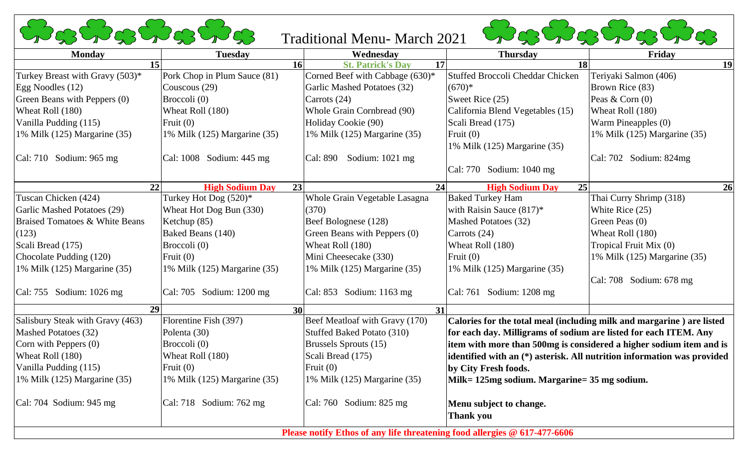# Traditional Menu- March 2021

| Monday | Tuesday | Wednesday | Thursday | Friday |
|---|---|---|---|---|
| **15** | **16** | **St. Patrick's Day 17** | **18** | **19** |
| Turkey Breast with Gravy (503)*<br>Egg Noodles (12)<br>Green Beans with Peppers (0)<br>Wheat Roll (180)<br>Vanilla Pudding (115)<br>1% Milk (125) Margarine (35)<br><br>Cal: 710 Sodium: 965 mg | Pork Chop in Plum Sauce (81)<br>Couscous (29)<br>Broccoli (0)<br>Wheat Roll (180)<br>Fruit (0)<br>1% Milk (125) Margarine (35)<br><br>Cal: 1008 Sodium: 445 mg | Corned Beef with Cabbage (630)*<br>Garlic Mashed Potatoes (32)<br>Carrots (24)<br>Whole Grain Cornbread (90)<br>Holiday Cookie (90)<br>1% Milk (125) Margarine (35)<br><br>Cal: 890 Sodium: 1021 mg | Stuffed Broccoli Cheddar Chicken (670)*<br>Sweet Rice (25)<br>California Blend Vegetables (15)<br>Scali Bread (175)<br>Fruit (0)<br>1% Milk (125) Margarine (35)<br><br>Cal: 770 Sodium: 1040 mg | Teriyaki Salmon (406)<br>Brown Rice (83)<br>Peas & Corn (0)<br>Wheat Roll (180)<br>Warm Pineapples (0)<br>1% Milk (125) Margarine (35)<br><br>Cal: 702 Sodium: 824mg |
| **22** | **High Sodium Day 23** | **24** | **High Sodium Day 25** | **26** |
| Tuscan Chicken (424)<br>Garlic Mashed Potatoes (29)<br>Braised Tomatoes & White Beans (123)<br>Scali Bread (175)<br>Chocolate Pudding (120)<br>1% Milk (125) Margarine (35)<br><br>Cal: 755 Sodium: 1026 mg | Turkey Hot Dog (520)*<br>Wheat Hot Dog Bun (330)<br>Ketchup (85)<br>Baked Beans (140)<br>Broccoli (0)<br>Fruit (0)<br>1% Milk (125) Margarine (35)<br><br>Cal: 705 Sodium: 1200 mg | Whole Grain Vegetable Lasagna (370)<br>Beef Bolognese (128)<br>Green Beans with Peppers (0)<br>Wheat Roll (180)<br>Mini Cheesecake (330)<br>1% Milk (125) Margarine (35)<br><br>Cal: 853 Sodium: 1163 mg | Baked Turkey Ham with Raisin Sauce (817)*<br>Mashed Potatoes (32)<br>Carrots (24)<br>Wheat Roll (180)<br>Fruit (0)<br>1% Milk (125) Margarine (35)<br><br>Cal: 761 Sodium: 1208 mg | Thai Curry Shrimp (318)<br>White Rice (25)<br>Green Peas (0)<br>Wheat Roll (180)<br>Tropical Fruit Mix (0)<br>1% Milk (125) Margarine (35)<br><br>Cal: 708 Sodium: 678 mg |
| **29** | **30** | **31** | | |
| Salisbury Steak with Gravy (463)<br>Mashed Potatoes (32)<br>Corn with Peppers (0)<br>Wheat Roll (180)<br>Vanilla Pudding (115)<br>1% Milk (125) Margarine (35)<br><br>Cal: 704 Sodium: 945 mg | Florentine Fish (397)<br>Polenta (30)<br>Broccoli (0)<br>Wheat Roll (180)<br>Fruit (0)<br>1% Milk (125) Margarine (35)<br><br>Cal: 718 Sodium: 762 mg | Beef Meatloaf with Gravy (170)<br>Stuffed Baked Potato (310)<br>Brussels Sprouts (15)<br>Scali Bread (175)<br>Fruit (0)<br>1% Milk (125) Margarine (35)<br><br>Cal: 760 Sodium: 825 mg | **Calories for the total meal (including milk and margarine ) are listed for each day. Milligrams of sodium are listed for each ITEM. Any item with more than 500mg is considered a higher sodium item and is identified with an (*) asterisk. All nutrition information was provided by City Fresh foods.<br>Milk= 125mg sodium. Margarine= 35 mg sodium.<br><br>Menu subject to change.<br>Thank you** | |

**Please notify Ethos of any life threatening food allergies @ 617-477-6606**